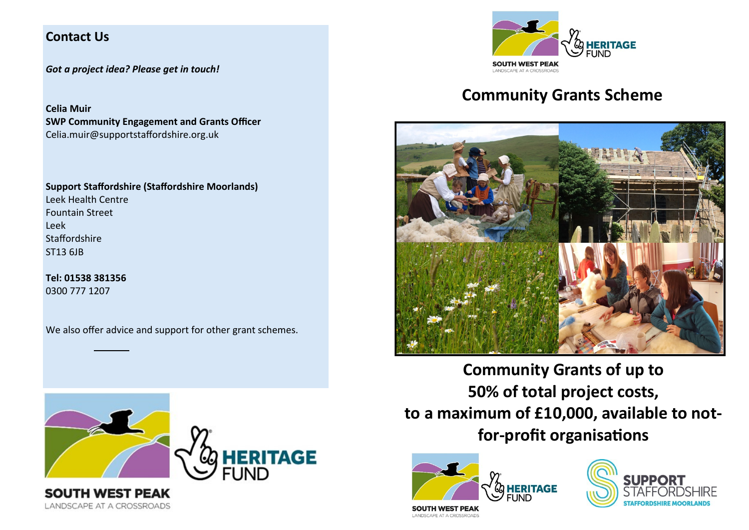## Contact Us

*Got a project idea? Please get in touch!*

**Celia Muir**
**SWP Community Engagement and Grants Officer**
Celia.muir@supportstaffordshire.org.uk

**Support Staffordshire (Staffordshire Moorlands)**
Leek Health Centre
Fountain Street
Leek
Staffordshire
ST13 6JB

**Tel: 01538 381356**
0300 777 1207

We also offer advice and support for other grant schemes.

SOUTH WEST PEAK
LANDSCAPE AT A CROSSROADS

HERITAGE FUND

# Community Grants Scheme

**Community Grants of up to 50% of total project costs, to a maximum of £10,000, available to not-for-profit organisations**

SUPPORT STAFFORDSHIRE
STAFFORDSHIRE MOORLANDS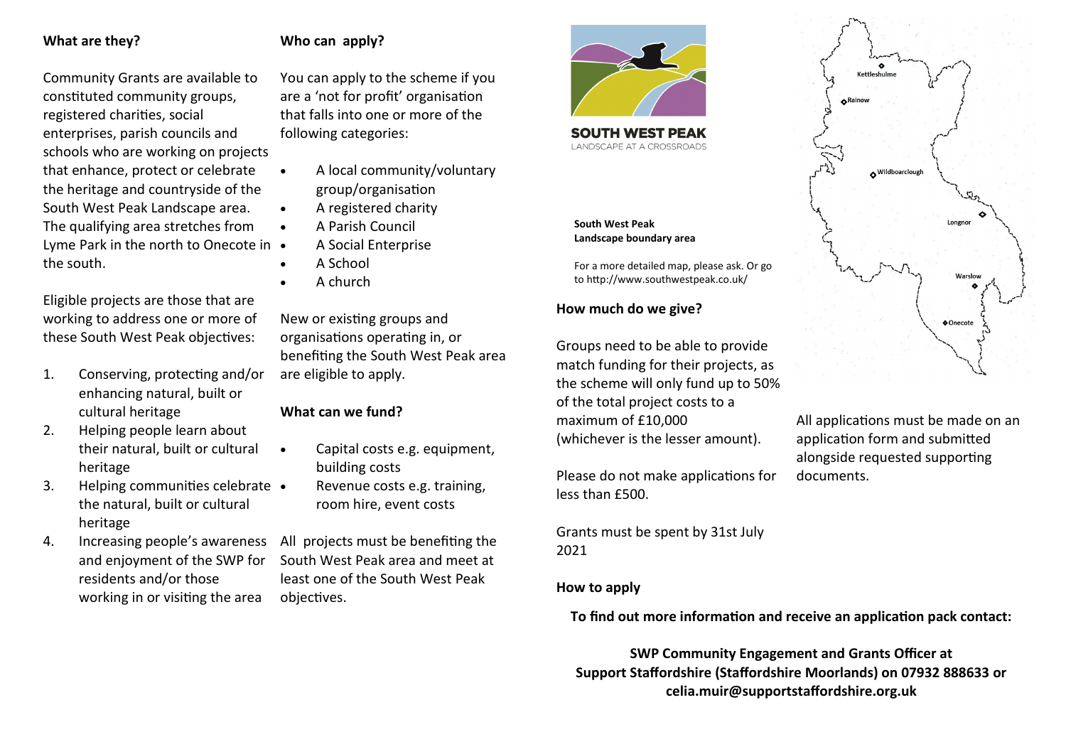## What are they?

Community Grants are available to constituted community groups, registered charities, social enterprises, parish councils and schools who are working on projects that enhance, protect or celebrate the heritage and countryside of the South West Peak Landscape area. The qualifying area stretches from Lyme Park in the north to Onecote in the south.

Eligible projects are those that are working to address one or more of these South West Peak objectives:

1. Conserving, protecting and/or enhancing natural, built or cultural heritage
2. Helping people learn about their natural, built or cultural heritage
3. Helping communities celebrate the natural, built or cultural heritage
4. Increasing people's awareness and enjoyment of the SWP for residents and/or those working in or visiting the area

## Who can apply?

You can apply to the scheme if you are a 'not for profit' organisation that falls into one or more of the following categories:

- A local community/voluntary group/organisation
- A registered charity
- A Parish Council
- A Social Enterprise
- A School
- A church

New or existing groups and organisations operating in, or benefiting the South West Peak area are eligible to apply.

## What can we fund?

- Capital costs e.g. equipment, building costs
- Revenue costs e.g. training, room hire, event costs

All projects must be benefiting the South West Peak area and meet at least one of the South West Peak objectives.

SOUTH WEST PEAK
LANDSCAPE AT A CROSSROADS

**South West Peak Landscape boundary area**

For a more detailed map, please ask. Or go to http://www.southwestpeak.co.uk/

Kettleshulme
Rainow
Wildboarclough
Longnor
Warslow
Onecote

## How much do we give?

Groups need to be able to provide match funding for their projects, as the scheme will only fund up to 50% of the total project costs to a maximum of £10,000 (whichever is the lesser amount).

Please do not make applications for less than £500.

Grants must be spent by 31st July 2021

All applications must be made on an application form and submitted alongside requested supporting documents.

## How to apply

**To find out more information and receive an application pack contact:**

**SWP Community Engagement and Grants Officer at Support Staffordshire (Staffordshire Moorlands) on 07932 888633 or celia.muir@supportstaffordshire.org.uk**